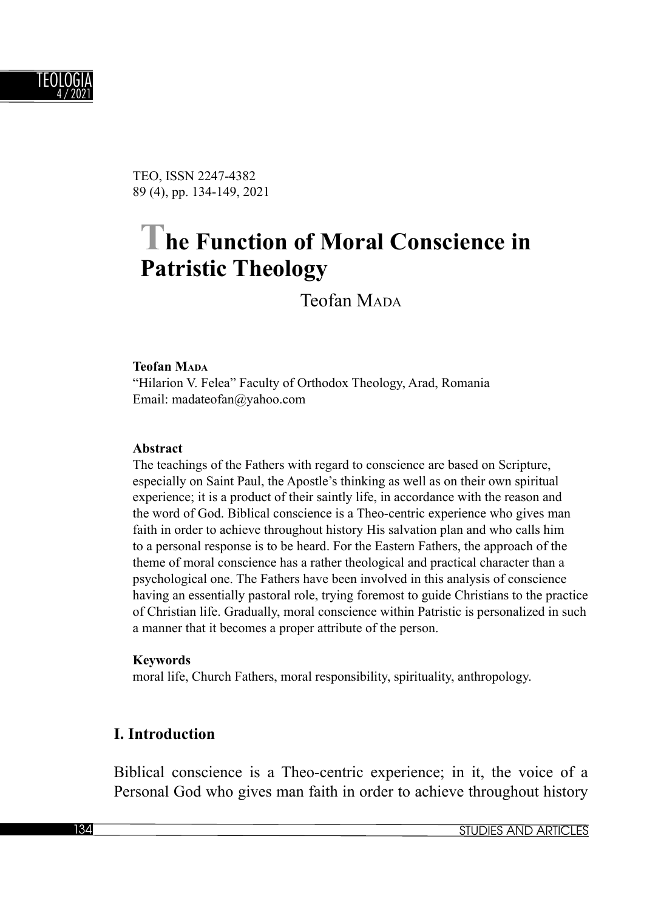TEO, ISSN 2247-4382
89 (4), pp. 134-149, 2021

# The Function of Moral Conscience in Patristic Theology

Teofan Mada

**Teofan Mada**
"Hilarion V. Felea" Faculty of Orthodox Theology, Arad, Romania
Email: madateofan@yahoo.com

**Abstract**

The teachings of the Fathers with regard to conscience are based on Scripture, especially on Saint Paul, the Apostle's thinking as well as on their own spiritual experience; it is a product of their saintly life, in accordance with the reason and the word of God. Biblical conscience is a Theo-centric experience who gives man faith in order to achieve throughout history His salvation plan and who calls him to a personal response is to be heard. For the Eastern Fathers, the approach of the theme of moral conscience has a rather theological and practical character than a psychological one. The Fathers have been involved in this analysis of conscience having an essentially pastoral role, trying foremost to guide Christians to the practice of Christian life. Gradually, moral conscience within Patristic is personalized in such a manner that it becomes a proper attribute of the person.

**Keywords**

moral life, Church Fathers, moral responsibility, spirituality, anthropology.

## I. Introduction

Biblical conscience is a Theo-centric experience; in it, the voice of a Personal God who gives man faith in order to achieve throughout history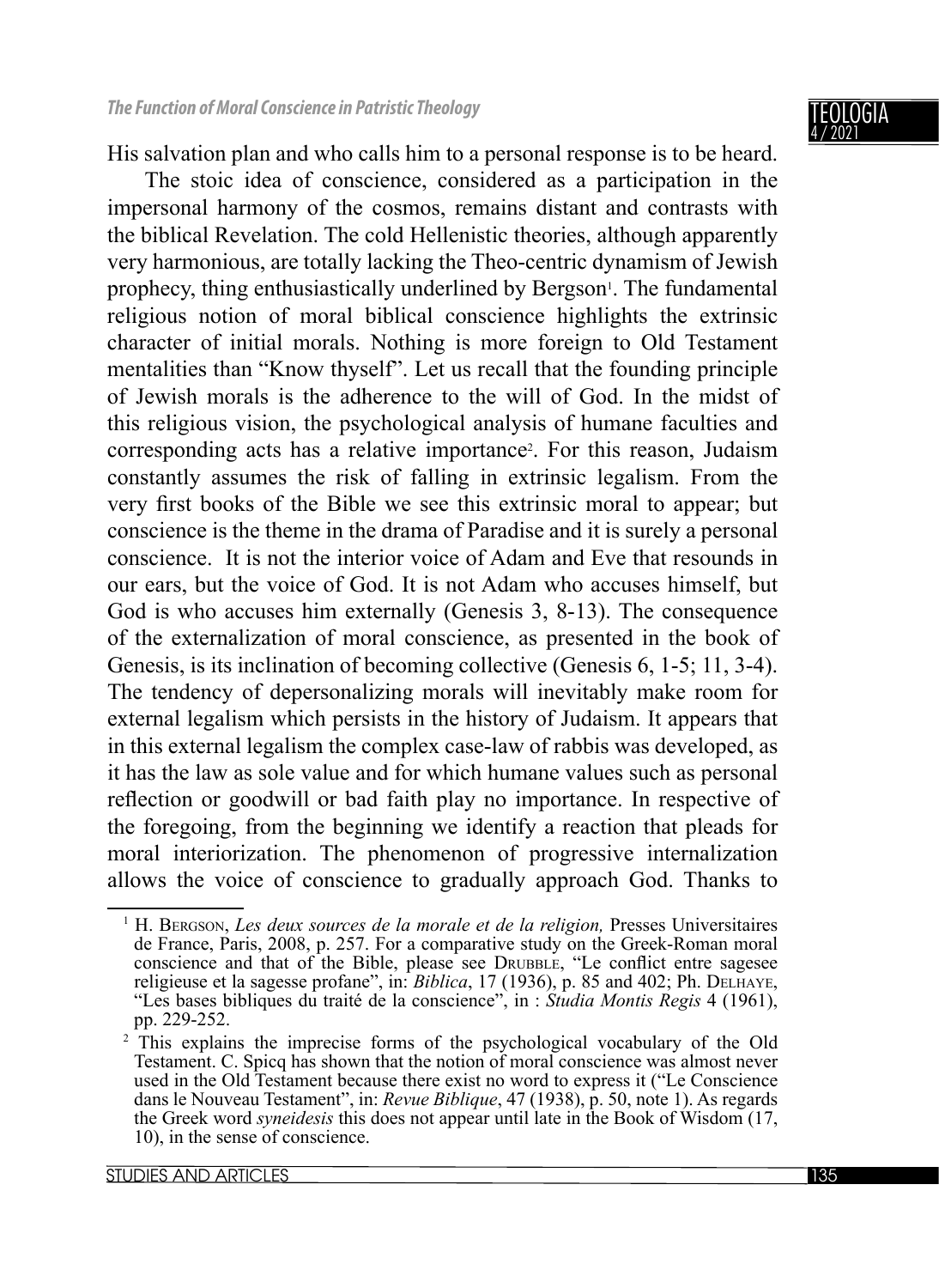His salvation plan and who calls him to a personal response is to be heard.

The stoic idea of conscience, considered as a participation in the impersonal harmony of the cosmos, remains distant and contrasts with the biblical Revelation. The cold Hellenistic theories, although apparently very harmonious, are totally lacking the Theo-centric dynamism of Jewish prophecy, thing enthusiastically underlined by Bergson[1]. The fundamental religious notion of moral biblical conscience highlights the extrinsic character of initial morals. Nothing is more foreign to Old Testament mentalities than "Know thyself". Let us recall that the founding principle of Jewish morals is the adherence to the will of God. In the midst of this religious vision, the psychological analysis of humane faculties and corresponding acts has a relative importance[2]. For this reason, Judaism constantly assumes the risk of falling in extrinsic legalism. From the very first books of the Bible we see this extrinsic moral to appear; but conscience is the theme in the drama of Paradise and it is surely a personal conscience. It is not the interior voice of Adam and Eve that resounds in our ears, but the voice of God. It is not Adam who accuses himself, but God is who accuses him externally (Genesis 3, 8-13). The consequence of the externalization of moral conscience, as presented in the book of Genesis, is its inclination of becoming collective (Genesis 6, 1-5; 11, 3-4). The tendency of depersonalizing morals will inevitably make room for external legalism which persists in the history of Judaism. It appears that in this external legalism the complex case-law of rabbis was developed, as it has the law as sole value and for which humane values such as personal reflection or goodwill or bad faith play no importance. In respective of the foregoing, from the beginning we identify a reaction that pleads for moral interiorization. The phenomenon of progressive internalization allows the voice of conscience to gradually approach God. Thanks to

---

[1] H. Bergson, *Les deux sources de la morale et de la religion,* Presses Universitaires de France, Paris, 2008, p. 257. For a comparative study on the Greek-Roman moral conscience and that of the Bible, please see Drubble, "Le conflict entre sagesee religieuse et la sagesse profane", in: *Biblica*, 17 (1936), p. 85 and 402; Ph. Delhaye, "Les bases bibliques du traité de la conscience", in : *Studia Montis Regis* 4 (1961), pp. 229-252.

[2] This explains the imprecise forms of the psychological vocabulary of the Old Testament. C. Spicq has shown that the notion of moral conscience was almost never used in the Old Testament because there exist no word to express it ("Le Conscience dans le Nouveau Testament", in: *Revue Biblique*, 47 (1938), p. 50, note 1). As regards the Greek word *syneidesis* this does not appear until late in the Book of Wisdom (17, 10), in the sense of conscience.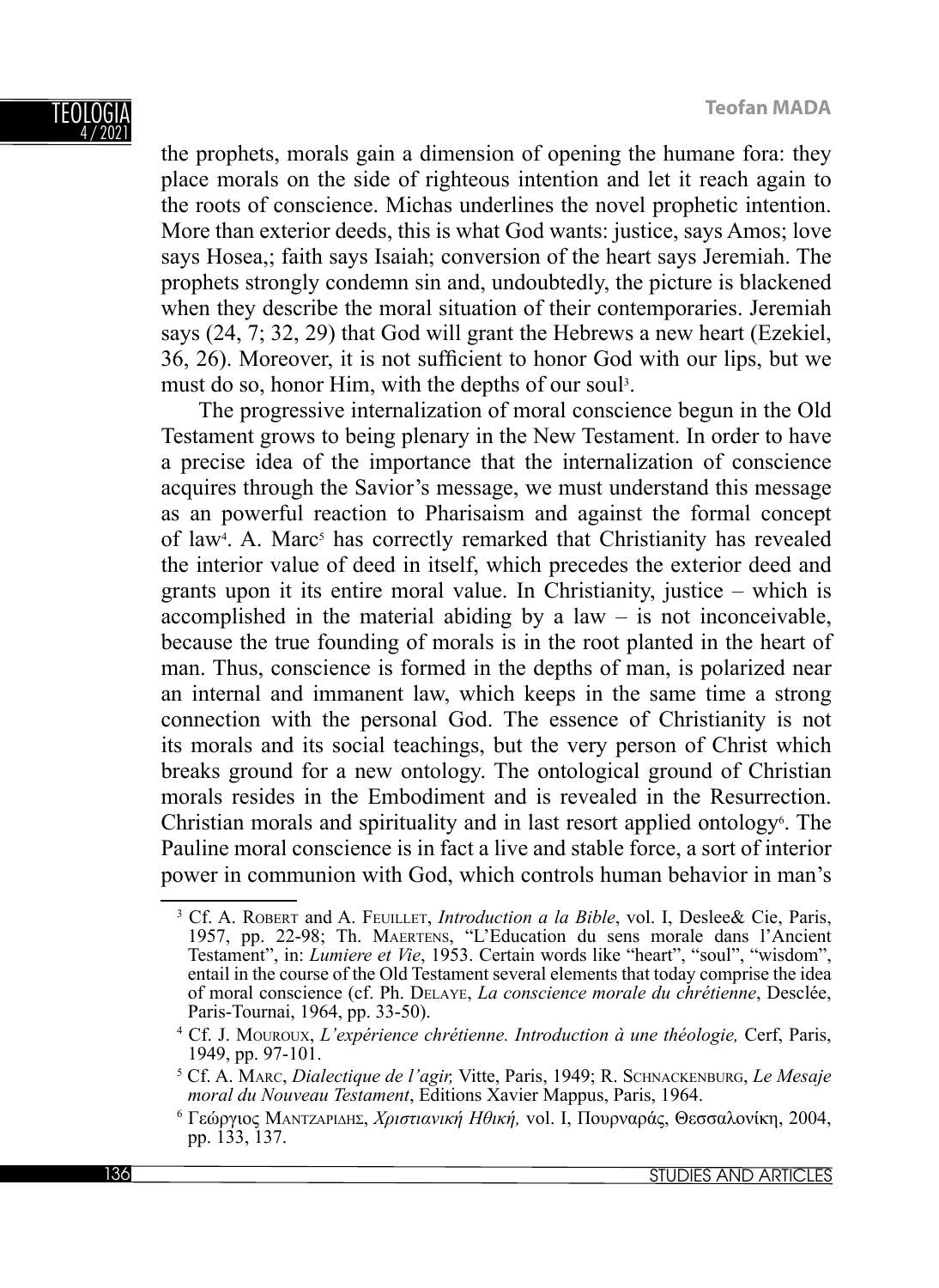the prophets, morals gain a dimension of opening the humane fora: they place morals on the side of righteous intention and let it reach again to the roots of conscience. Michas underlines the novel prophetic intention. More than exterior deeds, this is what God wants: justice, says Amos; love says Hosea,; faith says Isaiah; conversion of the heart says Jeremiah. The prophets strongly condemn sin and, undoubtedly, the picture is blackened when they describe the moral situation of their contemporaries. Jeremiah says (24, 7; 32, 29) that God will grant the Hebrews a new heart (Ezekiel, 36, 26). Moreover, it is not sufficient to honor God with our lips, but we must do so, honor Him, with the depths of our soul[3].

The progressive internalization of moral conscience begun in the Old Testament grows to being plenary in the New Testament. In order to have a precise idea of the importance that the internalization of conscience acquires through the Savior's message, we must understand this message as an powerful reaction to Pharisaism and against the formal concept of law[4]. A. Marc[5] has correctly remarked that Christianity has revealed the interior value of deed in itself, which precedes the exterior deed and grants upon it its entire moral value. In Christianity, justice – which is accomplished in the material abiding by a law – is not inconceivable, because the true founding of morals is in the root planted in the heart of man. Thus, conscience is formed in the depths of man, is polarized near an internal and immanent law, which keeps in the same time a strong connection with the personal God. The essence of Christianity is not its morals and its social teachings, but the very person of Christ which breaks ground for a new ontology. The ontological ground of Christian morals resides in the Embodiment and is revealed in the Resurrection. Christian morals and spirituality and in last resort applied ontology[6]. The Pauline moral conscience is in fact a live and stable force, a sort of interior power in communion with God, which controls human behavior in man's

---

[3] Cf. A. Robert and A. Feuillet, *Introduction a la Bible*, vol. I, Deslee& Cie, Paris, 1957, pp. 22-98; Th. Maertens, "L'Education du sens morale dans l'Ancient Testament", in: *Lumiere et Vie*, 1953. Certain words like "heart", "soul", "wisdom", entail in the course of the Old Testament several elements that today comprise the idea of moral conscience (cf. Ph. Delaye, *La conscience morale du chrétienne*, Desclée, Paris-Tournai, 1964, pp. 33-50).

[4] Cf. J. Mouroux, *L'expérience chrétienne. Introduction à une théologie,* Cerf, Paris, 1949, pp. 97-101.

[5] Cf. A. Marc, *Dialectique de l'agir,* Vitte, Paris, 1949; R. Schnackenburg, *Le Mesaje moral du Nouveau Testament*, Editions Xavier Mappus, Paris, 1964.

[6] Γεώργιος Μαντζαριδης, *Χριστιανική Ηθική,* vol. I, Πουρναράς, Θεσσαλονίκη, 2004, pp. 133, 137.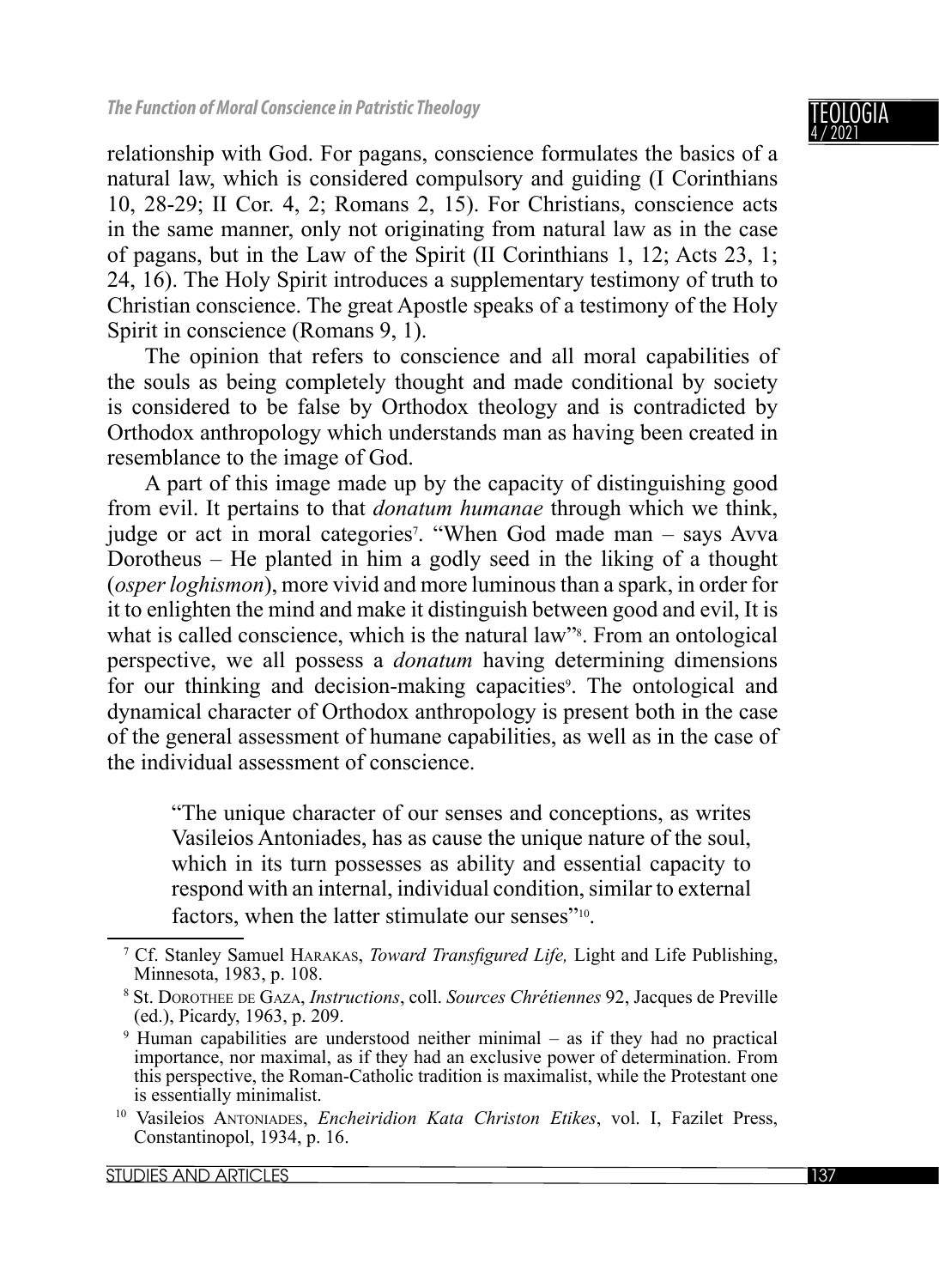relationship with God. For pagans, conscience formulates the basics of a natural law, which is considered compulsory and guiding (I Corinthians 10, 28-29; II Cor. 4, 2; Romans 2, 15). For Christians, conscience acts in the same manner, only not originating from natural law as in the case of pagans, but in the Law of the Spirit (II Corinthians 1, 12; Acts 23, 1; 24, 16). The Holy Spirit introduces a supplementary testimony of truth to Christian conscience. The great Apostle speaks of a testimony of the Holy Spirit in conscience (Romans 9, 1).

The opinion that refers to conscience and all moral capabilities of the souls as being completely thought and made conditional by society is considered to be false by Orthodox theology and is contradicted by Orthodox anthropology which understands man as having been created in resemblance to the image of God.

A part of this image made up by the capacity of distinguishing good from evil. It pertains to that *donatum humanae* through which we think, judge or act in moral categories[7]. "When God made man – says Avva Dorotheus – He planted in him a godly seed in the liking of a thought (*osper loghismon*), more vivid and more luminous than a spark, in order for it to enlighten the mind and make it distinguish between good and evil, It is what is called conscience, which is the natural law"[8]. From an ontological perspective, we all possess a *donatum* having determining dimensions for our thinking and decision-making capacities[9]. The ontological and dynamical character of Orthodox anthropology is present both in the case of the general assessment of humane capabilities, as well as in the case of the individual assessment of conscience.

> "The unique character of our senses and conceptions, as writes Vasileios Antoniades, has as cause the unique nature of the soul, which in its turn possesses as ability and essential capacity to respond with an internal, individual condition, similar to external factors, when the latter stimulate our senses"[10].

---

[7] Cf. Stanley Samuel Harakas, *Toward Transfigured Life,* Light and Life Publishing, Minnesota, 1983, p. 108.

[8] St. Dorothee de Gaza, *Instructions*, coll. *Sources Chrétiennes* 92, Jacques de Preville (ed.), Picardy, 1963, p. 209.

[9] Human capabilities are understood neither minimal – as if they had no practical importance, nor maximal, as if they had an exclusive power of determination. From this perspective, the Roman-Catholic tradition is maximalist, while the Protestant one is essentially minimalist.

[10] Vasileios Antoniades, *Encheiridion Kata Christon Etikes*, vol. I, Fazilet Press, Constantinopol, 1934, p. 16.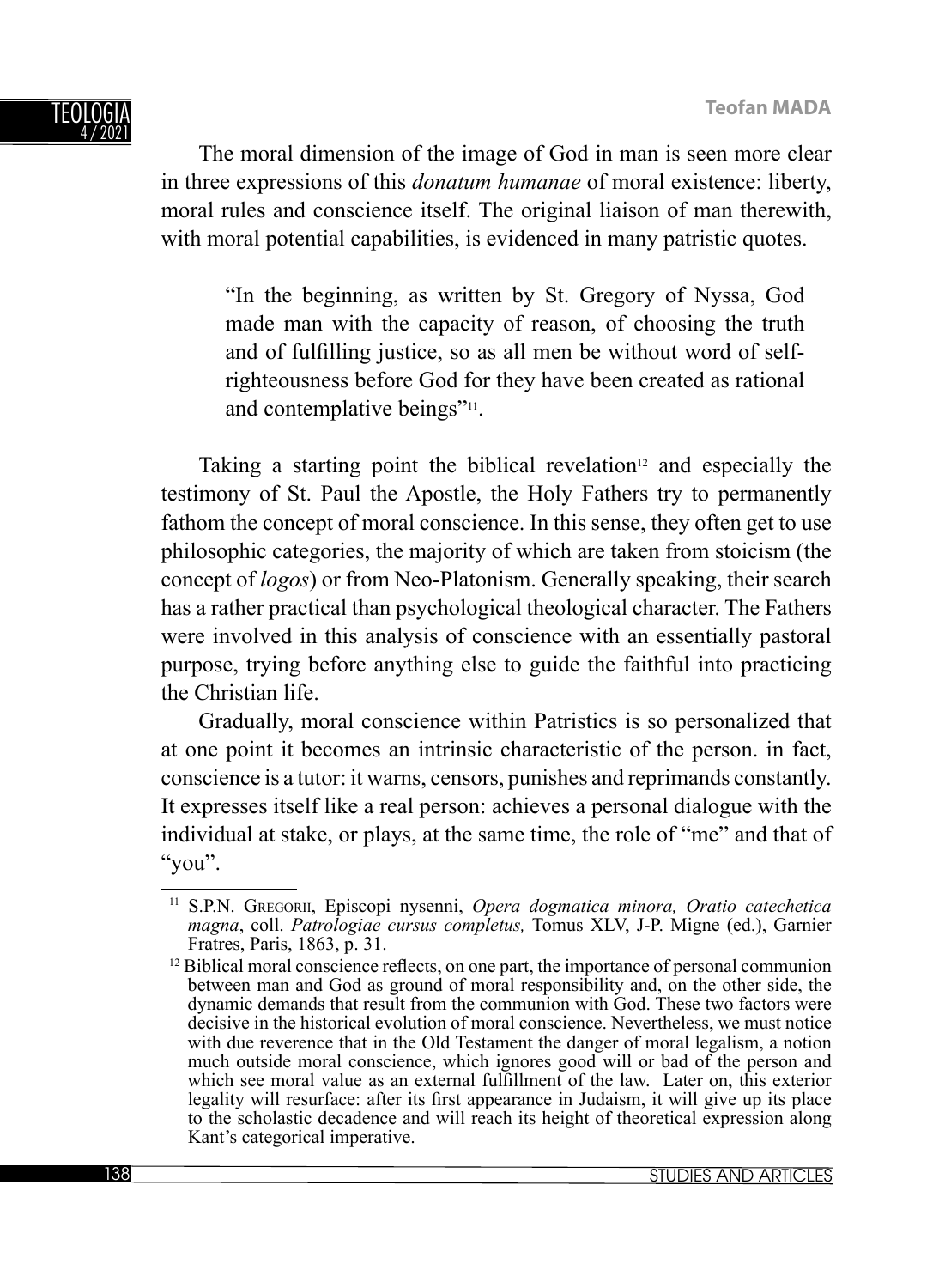The moral dimension of the image of God in man is seen more clear in three expressions of this *donatum humanae* of moral existence: liberty, moral rules and conscience itself. The original liaison of man therewith, with moral potential capabilities, is evidenced in many patristic quotes.

> "In the beginning, as written by St. Gregory of Nyssa, God made man with the capacity of reason, of choosing the truth and of fulfilling justice, so as all men be without word of self-righteousness before God for they have been created as rational and contemplative beings"[11].

Taking a starting point the biblical revelation[12] and especially the testimony of St. Paul the Apostle, the Holy Fathers try to permanently fathom the concept of moral conscience. In this sense, they often get to use philosophic categories, the majority of which are taken from stoicism (the concept of *logos*) or from Neo-Platonism. Generally speaking, their search has a rather practical than psychological theological character. The Fathers were involved in this analysis of conscience with an essentially pastoral purpose, trying before anything else to guide the faithful into practicing the Christian life.

Gradually, moral conscience within Patristics is so personalized that at one point it becomes an intrinsic characteristic of the person. in fact, conscience is a tutor: it warns, censors, punishes and reprimands constantly. It expresses itself like a real person: achieves a personal dialogue with the individual at stake, or plays, at the same time, the role of "me" and that of "you".

---

[11] S.P.N. Gregorii, Episcopi nysenni, *Opera dogmatica minora, Oratio catechetica magna*, coll. *Patrologiae cursus completus,* Tomus XLV, J-P. Migne (ed.), Garnier Fratres, Paris, 1863, p. 31.

[12] Biblical moral conscience reflects, on one part, the importance of personal communion between man and God as ground of moral responsibility and, on the other side, the dynamic demands that result from the communion with God. These two factors were decisive in the historical evolution of moral conscience. Nevertheless, we must notice with due reverence that in the Old Testament the danger of moral legalism, a notion much outside moral conscience, which ignores good will or bad of the person and which see moral value as an external fulfillment of the law. Later on, this exterior legality will resurface: after its first appearance in Judaism, it will give up its place to the scholastic decadence and will reach its height of theoretical expression along Kant's categorical imperative.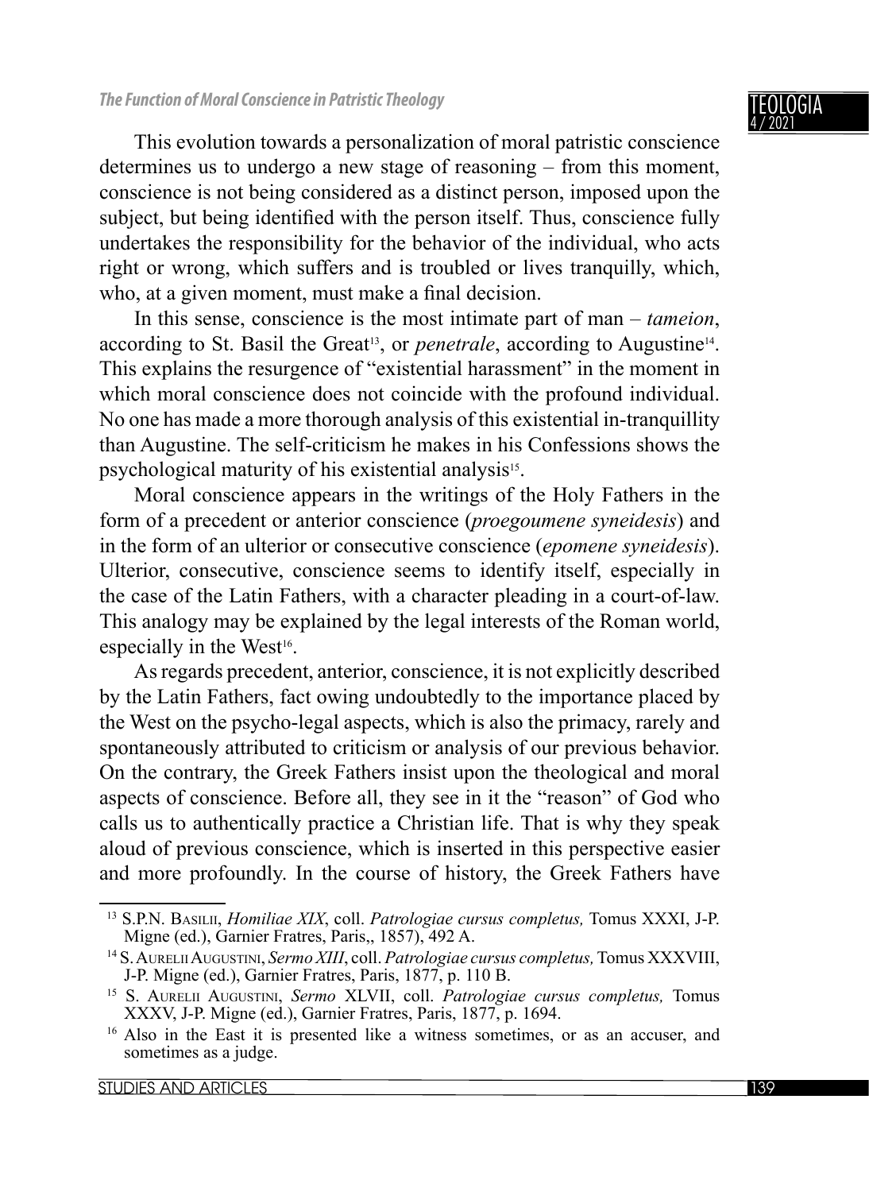This evolution towards a personalization of moral patristic conscience determines us to undergo a new stage of reasoning – from this moment, conscience is not being considered as a distinct person, imposed upon the subject, but being identified with the person itself. Thus, conscience fully undertakes the responsibility for the behavior of the individual, who acts right or wrong, which suffers and is troubled or lives tranquilly, which, who, at a given moment, must make a final decision.

In this sense, conscience is the most intimate part of man – *tameion*, according to St. Basil the Great[13], or *penetrale*, according to Augustine[14]. This explains the resurgence of "existential harassment" in the moment in which moral conscience does not coincide with the profound individual. No one has made a more thorough analysis of this existential in-tranquillity than Augustine. The self-criticism he makes in his Confessions shows the psychological maturity of his existential analysis[15].

Moral conscience appears in the writings of the Holy Fathers in the form of a precedent or anterior conscience (*proegoumene syneidesis*) and in the form of an ulterior or consecutive conscience (*epomene syneidesis*). Ulterior, consecutive, conscience seems to identify itself, especially in the case of the Latin Fathers, with a character pleading in a court-of-law. This analogy may be explained by the legal interests of the Roman world, especially in the West[16].

As regards precedent, anterior, conscience, it is not explicitly described by the Latin Fathers, fact owing undoubtedly to the importance placed by the West on the psycho-legal aspects, which is also the primacy, rarely and spontaneously attributed to criticism or analysis of our previous behavior. On the contrary, the Greek Fathers insist upon the theological and moral aspects of conscience. Before all, they see in it the "reason" of God who calls us to authentically practice a Christian life. That is why they speak aloud of previous conscience, which is inserted in this perspective easier and more profoundly. In the course of history, the Greek Fathers have

---

[13] S.P.N. Basilii, *Homiliae XIX*, coll. *Patrologiae cursus completus,* Tomus XXXI, J-P. Migne (ed.), Garnier Fratres, Paris,, 1857), 492 A.

[14] S. Aurelii Augustini, *Sermo XIII*, coll. *Patrologiae cursus completus,* Tomus XXXVIII, J-P. Migne (ed.), Garnier Fratres, Paris, 1877, p. 110 B.

[15] S. Aurelii Augustini, *Sermo* XLVII, coll. *Patrologiae cursus completus,* Tomus XXXV, J-P. Migne (ed.), Garnier Fratres, Paris, 1877, p. 1694.

[16] Also in the East it is presented like a witness sometimes, or as an accuser, and sometimes as a judge.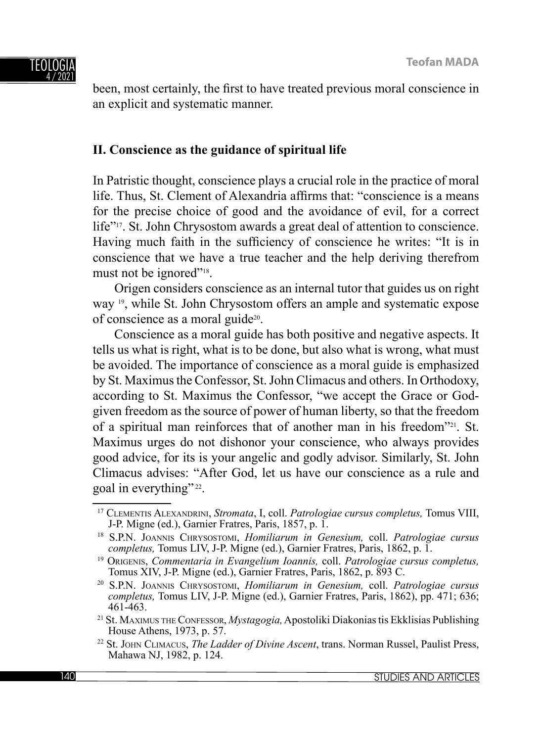been, most certainly, the first to have treated previous moral conscience in an explicit and systematic manner.

## II. Conscience as the guidance of spiritual life

In Patristic thought, conscience plays a crucial role in the practice of moral life. Thus, St. Clement of Alexandria affirms that: "conscience is a means for the precise choice of good and the avoidance of evil, for a correct life"[17]. St. John Chrysostom awards a great deal of attention to conscience. Having much faith in the sufficiency of conscience he writes: "It is in conscience that we have a true teacher and the help deriving therefrom must not be ignored"[18].

Origen considers conscience as an internal tutor that guides us on right way [19], while St. John Chrysostom offers an ample and systematic expose of conscience as a moral guide[20].

Conscience as a moral guide has both positive and negative aspects. It tells us what is right, what is to be done, but also what is wrong, what must be avoided. The importance of conscience as a moral guide is emphasized by St. Maximus the Confessor, St. John Climacus and others. In Orthodoxy, according to St. Maximus the Confessor, "we accept the Grace or God-given freedom as the source of power of human liberty, so that the freedom of a spiritual man reinforces that of another man in his freedom"[21]. St. Maximus urges do not dishonor your conscience, who always provides good advice, for its is your angelic and godly advisor. Similarly, St. John Climacus advises: "After God, let us have our conscience as a rule and goal in everything"[22].

---

[17] Clementis Alexandrini, *Stromata*, I, coll. *Patrologiae cursus completus,* Tomus VIII, J-P. Migne (ed.), Garnier Fratres, Paris, 1857, p. 1.

[18] S.P.N. Joannis Chrysostomi, *Homiliarum in Genesium,* coll. *Patrologiae cursus completus,* Tomus LIV, J-P. Migne (ed.), Garnier Fratres, Paris, 1862, p. 1.

[19] Origenis, *Commentaria in Evangelium Ioannis,* coll. *Patrologiae cursus completus,* Tomus XIV, J-P. Migne (ed.), Garnier Fratres, Paris, 1862, p. 893 C.

[20] S.P.N. Joannis Chrysostomi, *Homiliarum in Genesium,* coll. *Patrologiae cursus completus,* Tomus LIV, J-P. Migne (ed.), Garnier Fratres, Paris, 1862), pp. 471; 636; 461-463.

[21] St. Maximus the Confessor, *Mystagogia,* Apostoliki Diakonias tis Ekklisias Publishing House Athens, 1973, p. 57.

[22] St. John Climacus, *The Ladder of Divine Ascent*, trans. Norman Russel, Paulist Press, Mahawa NJ, 1982, p. 124.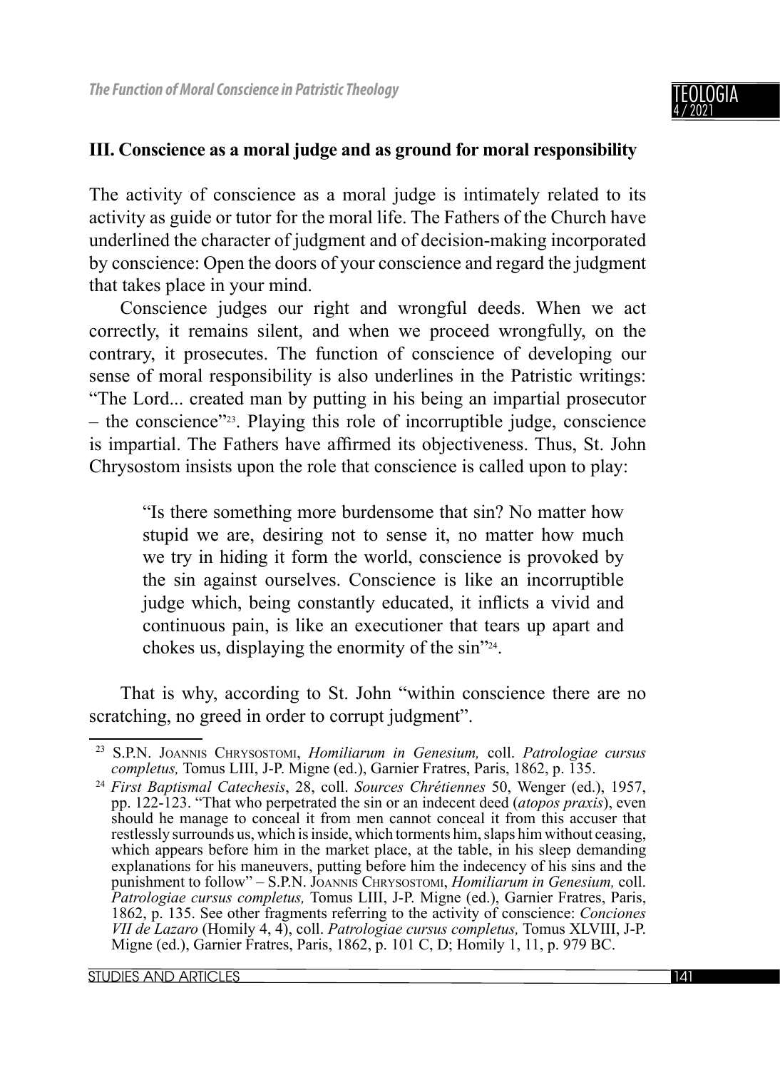## III. Conscience as a moral judge and as ground for moral responsibility

The activity of conscience as a moral judge is intimately related to its activity as guide or tutor for the moral life. The Fathers of the Church have underlined the character of judgment and of decision-making incorporated by conscience: Open the doors of your conscience and regard the judgment that takes place in your mind.

Conscience judges our right and wrongful deeds. When we act correctly, it remains silent, and when we proceed wrongfully, on the contrary, it prosecutes. The function of conscience of developing our sense of moral responsibility is also underlines in the Patristic writings: "The Lord... created man by putting in his being an impartial prosecutor – the conscience"[23]. Playing this role of incorruptible judge, conscience is impartial. The Fathers have affirmed its objectiveness. Thus, St. John Chrysostom insists upon the role that conscience is called upon to play:

> "Is there something more burdensome that sin? No matter how stupid we are, desiring not to sense it, no matter how much we try in hiding it form the world, conscience is provoked by the sin against ourselves. Conscience is like an incorruptible judge which, being constantly educated, it inflicts a vivid and continuous pain, is like an executioner that tears up apart and chokes us, displaying the enormity of the sin"[24].

That is why, according to St. John "within conscience there are no scratching, no greed in order to corrupt judgment".

---

[23] S.P.N. Joannis Chrysostomi, *Homiliarum in Genesium,* coll. *Patrologiae cursus completus,* Tomus LIII, J-P. Migne (ed.), Garnier Fratres, Paris, 1862, p. 135.

[24] *First Baptismal Catechesis*, 28, coll. *Sources Chrétiennes* 50, Wenger (ed.), 1957, pp. 122-123. "That who perpetrated the sin or an indecent deed (*atopos praxis*), even should he manage to conceal it from men cannot conceal it from this accuser that restlessly surrounds us, which is inside, which torments him, slaps him without ceasing, which appears before him in the market place, at the table, in his sleep demanding explanations for his maneuvers, putting before him the indecency of his sins and the punishment to follow" – S.P.N. Joannis Chrysostomi, *Homiliarum in Genesium,* coll. *Patrologiae cursus completus,* Tomus LIII, J-P. Migne (ed.), Garnier Fratres, Paris, 1862, p. 135. See other fragments referring to the activity of conscience: *Conciones VII de Lazaro* (Homily 4, 4), coll. *Patrologiae cursus completus,* Tomus XLVIII, J-P. Migne (ed.), Garnier Fratres, Paris, 1862, p. 101 C, D; Homily 1, 11, p. 979 BC.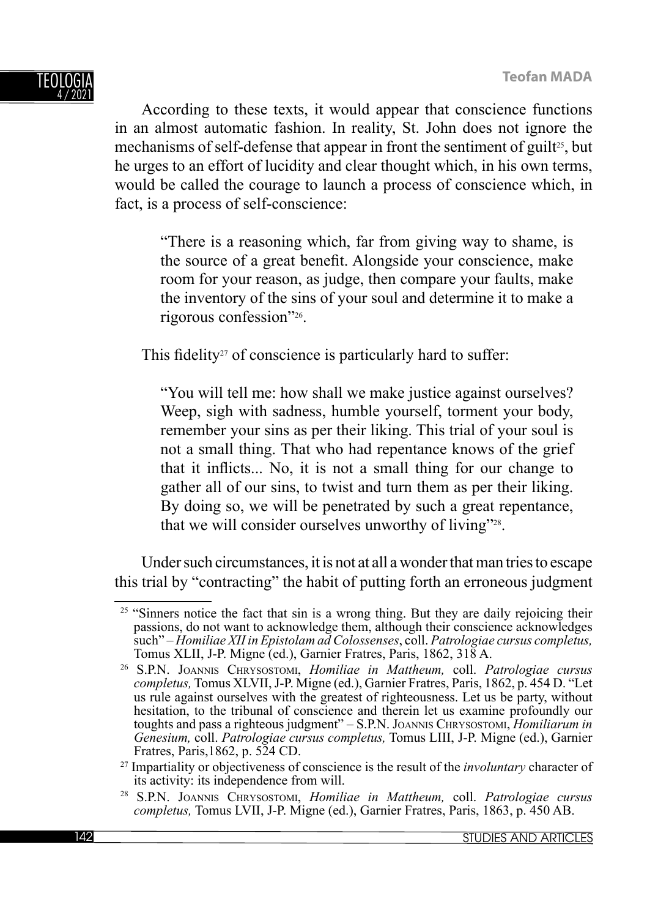According to these texts, it would appear that conscience functions in an almost automatic fashion. In reality, St. John does not ignore the mechanisms of self-defense that appear in front the sentiment of guilt[25], but he urges to an effort of lucidity and clear thought which, in his own terms, would be called the courage to launch a process of conscience which, in fact, is a process of self-conscience:

> "There is a reasoning which, far from giving way to shame, is the source of a great benefit. Alongside your conscience, make room for your reason, as judge, then compare your faults, make the inventory of the sins of your soul and determine it to make a rigorous confession"[26].

This fidelity[27] of conscience is particularly hard to suffer:

> "You will tell me: how shall we make justice against ourselves? Weep, sigh with sadness, humble yourself, torment your body, remember your sins as per their liking. This trial of your soul is not a small thing. That who had repentance knows of the grief that it inflicts... No, it is not a small thing for our change to gather all of our sins, to twist and turn them as per their liking. By doing so, we will be penetrated by such a great repentance, that we will consider ourselves unworthy of living"[28].

Under such circumstances, it is not at all a wonder that man tries to escape this trial by "contracting" the habit of putting forth an erroneous judgment

---

[25] "Sinners notice the fact that sin is a wrong thing. But they are daily rejoicing their passions, do not want to acknowledge them, although their conscience acknowledges such" – *Homiliae XII in Epistolam ad Colossenses*, coll. *Patrologiae cursus completus,* Tomus XLII, J-P. Migne (ed.), Garnier Fratres, Paris, 1862, 318 A.

[26] S.P.N. Joannis Chrysostomi, *Homiliae in Mattheum,* coll. *Patrologiae cursus completus,* Tomus XLVII, J-P. Migne (ed.), Garnier Fratres, Paris, 1862, p. 454 D. "Let us rule against ourselves with the greatest of righteousness. Let us be party, without hesitation, to the tribunal of conscience and therein let us examine profoundly our toughts and pass a righteous judgment" – S.P.N. Joannis Chrysostomi, *Homiliarum in Genesium,* coll. *Patrologiae cursus completus,* Tomus LIII, J-P. Migne (ed.), Garnier Fratres, Paris,1862, p. 524 CD.

[27] Impartiality or objectiveness of conscience is the result of the *involuntary* character of its activity: its independence from will.

[28] S.P.N. Joannis Chrysostomi, *Homiliae in Mattheum,* coll. *Patrologiae cursus completus,* Tomus LVII, J-P. Migne (ed.), Garnier Fratres, Paris, 1863, p. 450 AB.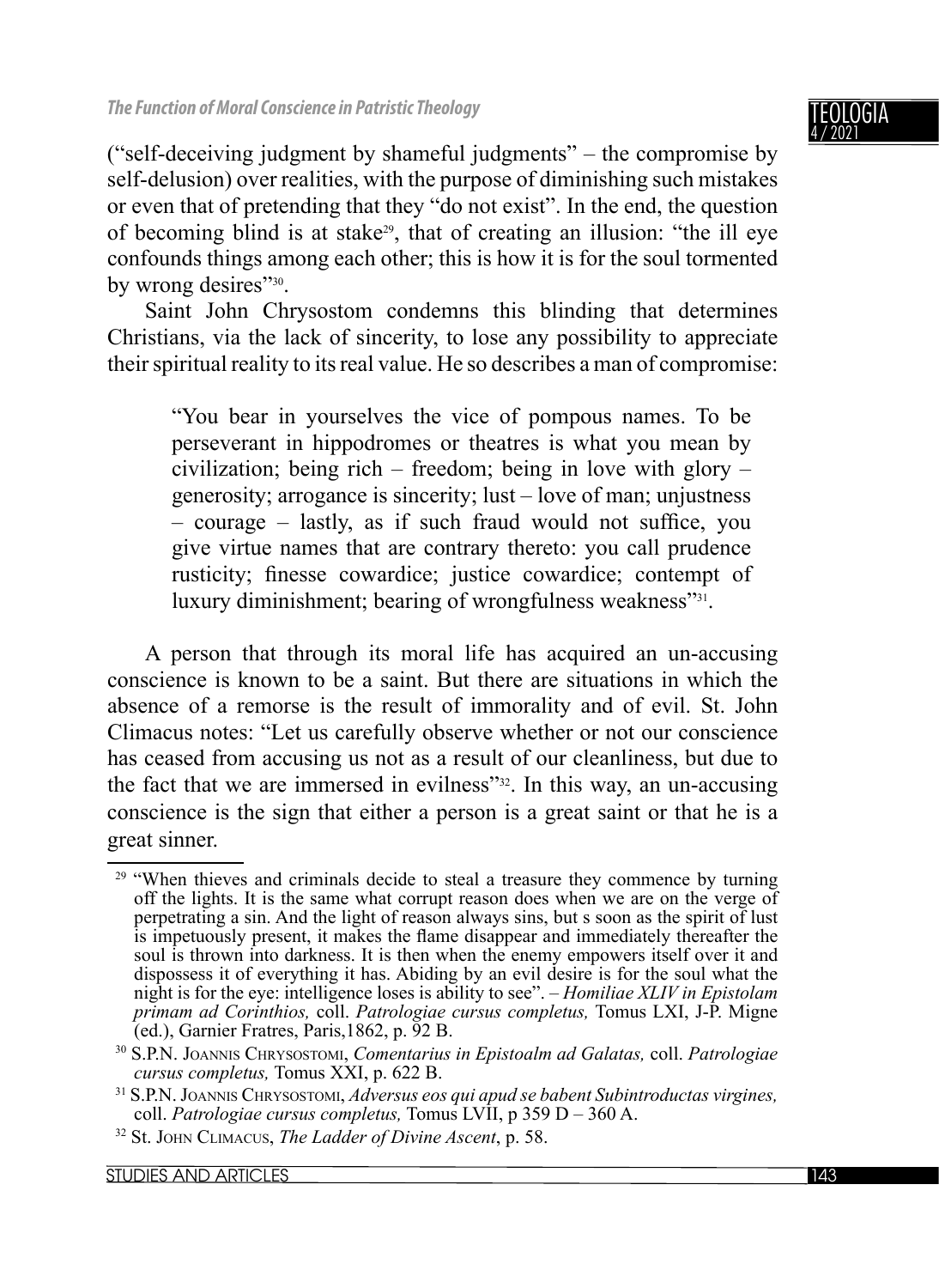("self-deceiving judgment by shameful judgments" – the compromise by self-delusion) over realities, with the purpose of diminishing such mistakes or even that of pretending that they "do not exist". In the end, the question of becoming blind is at stake[29], that of creating an illusion: "the ill eye confounds things among each other; this is how it is for the soul tormented by wrong desires"[30].

Saint John Chrysostom condemns this blinding that determines Christians, via the lack of sincerity, to lose any possibility to appreciate their spiritual reality to its real value. He so describes a man of compromise:

> "You bear in yourselves the vice of pompous names. To be perseverant in hippodromes or theatres is what you mean by civilization; being rich – freedom; being in love with glory – generosity; arrogance is sincerity; lust – love of man; unjustness – courage – lastly, as if such fraud would not suffice, you give virtue names that are contrary thereto: you call prudence rusticity; finesse cowardice; justice cowardice; contempt of luxury diminishment; bearing of wrongfulness weakness"[31].

A person that through its moral life has acquired an un-accusing conscience is known to be a saint. But there are situations in which the absence of a remorse is the result of immorality and of evil. St. John Climacus notes: "Let us carefully observe whether or not our conscience has ceased from accusing us not as a result of our cleanliness, but due to the fact that we are immersed in evilness"[32]. In this way, an un-accusing conscience is the sign that either a person is a great saint or that he is a great sinner.

---

[29] "When thieves and criminals decide to steal a treasure they commence by turning off the lights. It is the same what corrupt reason does when we are on the verge of perpetrating a sin. And the light of reason always sins, but s soon as the spirit of lust is impetuously present, it makes the flame disappear and immediately thereafter the soul is thrown into darkness. It is then when the enemy empowers itself over it and dispossess it of everything it has. Abiding by an evil desire is for the soul what the night is for the eye: intelligence loses is ability to see". – *Homiliae XLIV in Epistolam primam ad Corinthios,* coll. *Patrologiae cursus completus,* Tomus LXI, J-P. Migne (ed.), Garnier Fratres, Paris,1862, p. 92 B.

[30] S.P.N. Joannis Chrysostomi, *Comentarius in Epistoalm ad Galatas,* coll. *Patrologiae cursus completus,* Tomus XXI, p. 622 B.

[31] S.P.N. Joannis Chrysostomi, *Adversus eos qui apud se babent Subintroductas virgines,* coll. *Patrologiae cursus completus,* Tomus LVII, p 359 D – 360 A.

[32] St. John Climacus, *The Ladder of Divine Ascent*, p. 58.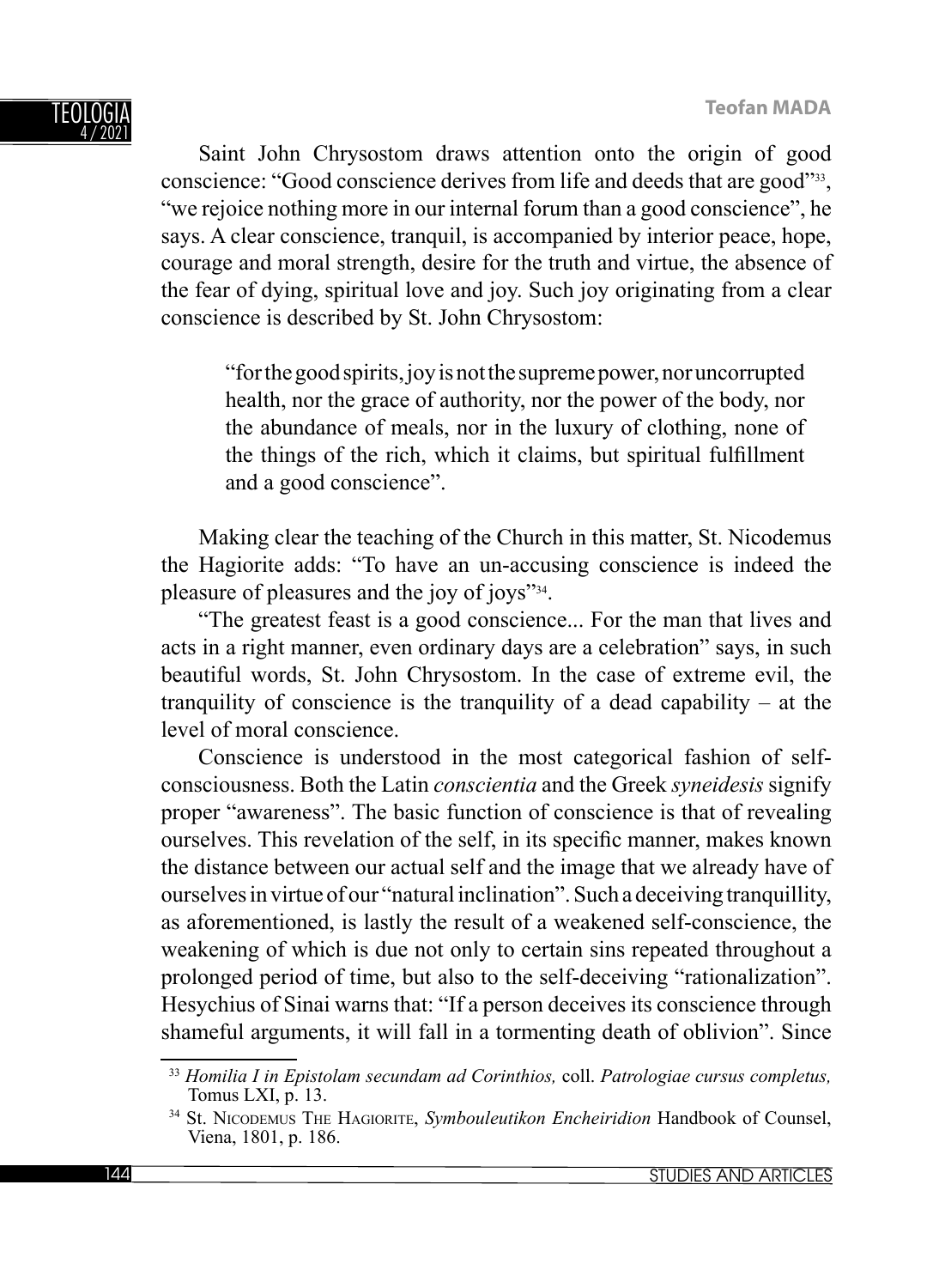Saint John Chrysostom draws attention onto the origin of good conscience: "Good conscience derives from life and deeds that are good"[33], "we rejoice nothing more in our internal forum than a good conscience", he says. A clear conscience, tranquil, is accompanied by interior peace, hope, courage and moral strength, desire for the truth and virtue, the absence of the fear of dying, spiritual love and joy. Such joy originating from a clear conscience is described by St. John Chrysostom:

> "for the good spirits, joy is not the supreme power, nor uncorrupted health, nor the grace of authority, nor the power of the body, nor the abundance of meals, nor in the luxury of clothing, none of the things of the rich, which it claims, but spiritual fulfillment and a good conscience".

Making clear the teaching of the Church in this matter, St. Nicodemus the Hagiorite adds: "To have an un-accusing conscience is indeed the pleasure of pleasures and the joy of joys"[34].

"The greatest feast is a good conscience... For the man that lives and acts in a right manner, even ordinary days are a celebration" says, in such beautiful words, St. John Chrysostom. In the case of extreme evil, the tranquility of conscience is the tranquility of a dead capability – at the level of moral conscience.

Conscience is understood in the most categorical fashion of self-consciousness. Both the Latin *conscientia* and the Greek *syneidesis* signify proper "awareness". The basic function of conscience is that of revealing ourselves. This revelation of the self, in its specific manner, makes known the distance between our actual self and the image that we already have of ourselves in virtue of our "natural inclination". Such a deceiving tranquillity, as aforementioned, is lastly the result of a weakened self-conscience, the weakening of which is due not only to certain sins repeated throughout a prolonged period of time, but also to the self-deceiving "rationalization". Hesychius of Sinai warns that: "If a person deceives its conscience through shameful arguments, it will fall in a tormenting death of oblivion". Since

---

[33] *Homilia I in Epistolam secundam ad Corinthios,* coll. *Patrologiae cursus completus,* Tomus LXI, p. 13.

[34] St. Nicodemus The Hagiorite, *Symbouleutikon Encheiridion* Handbook of Counsel, Viena, 1801, p. 186.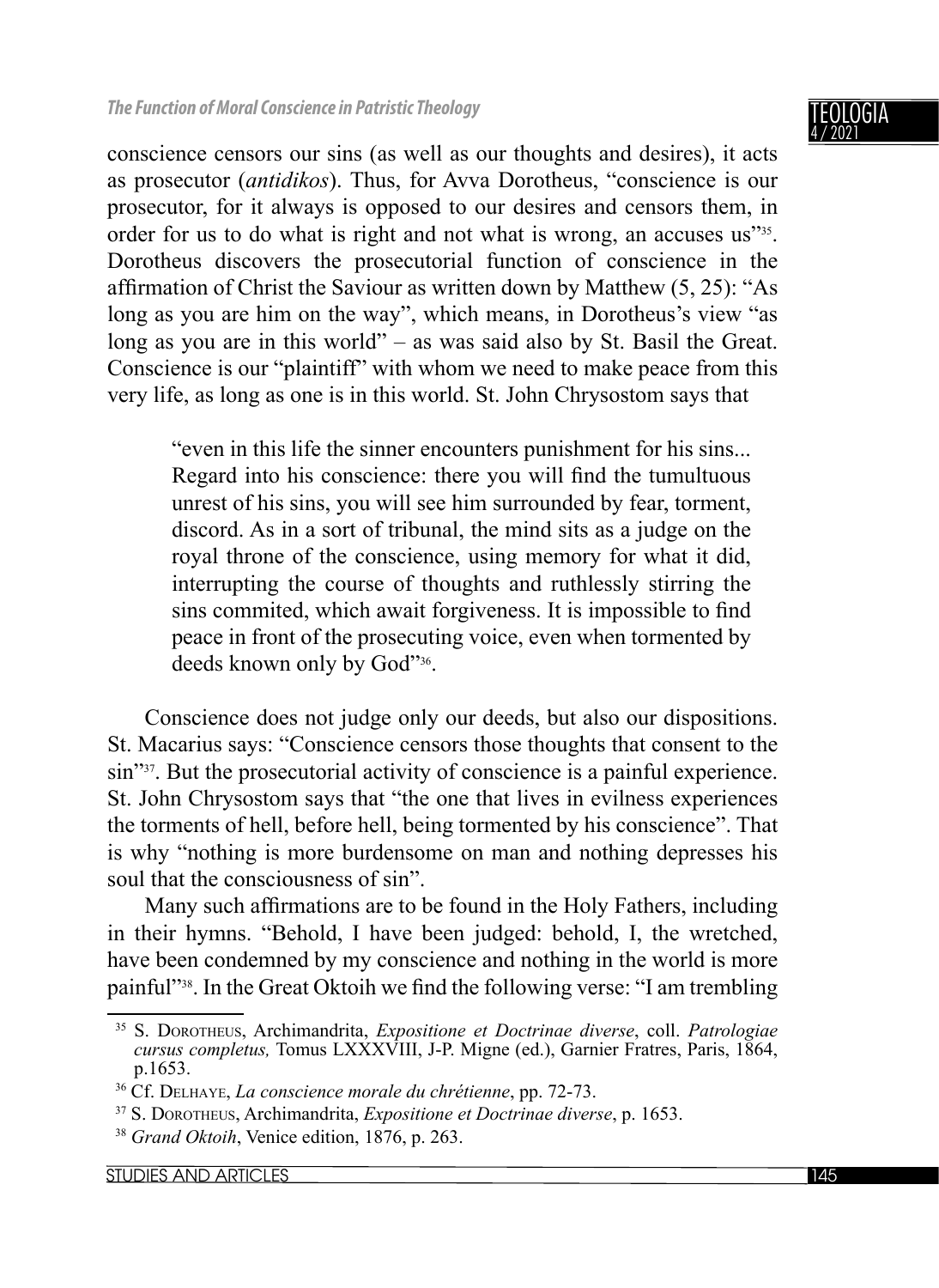conscience censors our sins (as well as our thoughts and desires), it acts as prosecutor (*antidikos*). Thus, for Avva Dorotheus, "conscience is our prosecutor, for it always is opposed to our desires and censors them, in order for us to do what is right and not what is wrong, an accuses us"[35]. Dorotheus discovers the prosecutorial function of conscience in the affirmation of Christ the Saviour as written down by Matthew (5, 25): "As long as you are him on the way", which means, in Dorotheus's view "as long as you are in this world" – as was said also by St. Basil the Great. Conscience is our "plaintiff" with whom we need to make peace from this very life, as long as one is in this world. St. John Chrysostom says that

> "even in this life the sinner encounters punishment for his sins... Regard into his conscience: there you will find the tumultuous unrest of his sins, you will see him surrounded by fear, torment, discord. As in a sort of tribunal, the mind sits as a judge on the royal throne of the conscience, using memory for what it did, interrupting the course of thoughts and ruthlessly stirring the sins commited, which await forgiveness. It is impossible to find peace in front of the prosecuting voice, even when tormented by deeds known only by God"[36].

Conscience does not judge only our deeds, but also our dispositions. St. Macarius says: "Conscience censors those thoughts that consent to the sin"[37]. But the prosecutorial activity of conscience is a painful experience. St. John Chrysostom says that "the one that lives in evilness experiences the torments of hell, before hell, being tormented by his conscience". That is why "nothing is more burdensome on man and nothing depresses his soul that the consciousness of sin".

Many such affirmations are to be found in the Holy Fathers, including in their hymns. "Behold, I have been judged: behold, I, the wretched, have been condemned by my conscience and nothing in the world is more painful"[38]. In the Great Oktoih we find the following verse: "I am trembling

---

[35] S. Dorotheus, Archimandrita, *Expositione et Doctrinae diverse*, coll. *Patrologiae cursus completus,* Tomus LXXXVIII, J-P. Migne (ed.), Garnier Fratres, Paris, 1864, p.1653.

[36] Cf. Delhaye, *La conscience morale du chrétienne*, pp. 72-73.

[37] S. Dorotheus, Archimandrita, *Expositione et Doctrinae diverse*, p. 1653.

[38] *Grand Oktoih*, Venice edition, 1876, p. 263.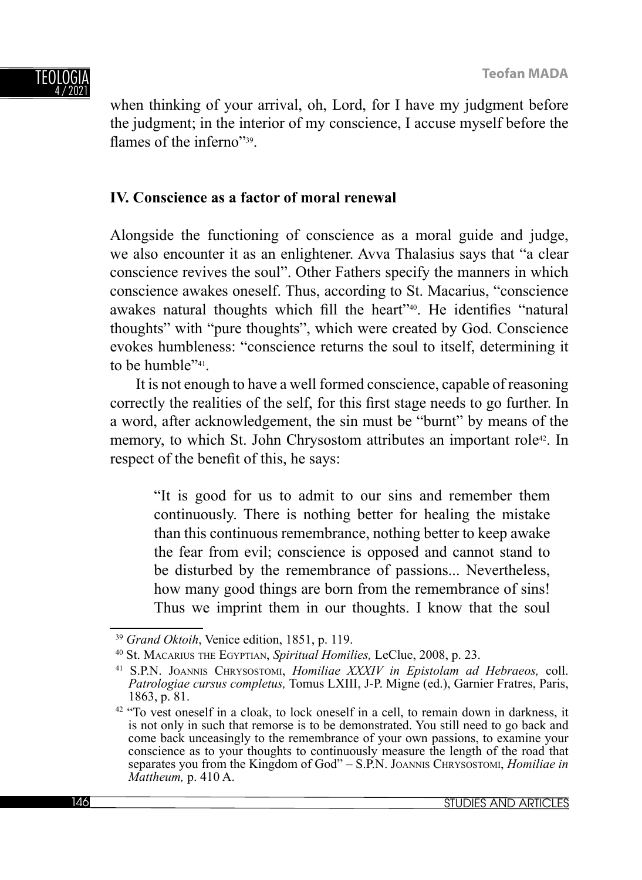when thinking of your arrival, oh, Lord, for I have my judgment before the judgment; in the interior of my conscience, I accuse myself before the flames of the inferno"[39].

**IV. Conscience as a factor of moral renewal**

Alongside the functioning of conscience as a moral guide and judge, we also encounter it as an enlightener. Avva Thalasius says that "a clear conscience revives the soul". Other Fathers specify the manners in which conscience awakes oneself. Thus, according to St. Macarius, "conscience awakes natural thoughts which fill the heart"[40]. He identifies "natural thoughts" with "pure thoughts", which were created by God. Conscience evokes humbleness: "conscience returns the soul to itself, determining it to be humble"[41].

It is not enough to have a well formed conscience, capable of reasoning correctly the realities of the self, for this first stage needs to go further. In a word, after acknowledgement, the sin must be "burnt" by means of the memory, to which St. John Chrysostom attributes an important role[42]. In respect of the benefit of this, he says:

> "It is good for us to admit to our sins and remember them continuously. There is nothing better for healing the mistake than this continuous remembrance, nothing better to keep awake the fear from evil; conscience is opposed and cannot stand to be disturbed by the remembrance of passions... Nevertheless, how many good things are born from the remembrance of sins! Thus we imprint them in our thoughts. I know that the soul

[39] *Grand Oktoih*, Venice edition, 1851, p. 119.

[40] St. Macarius the Egyptian, *Spiritual Homilies,* LeClue, 2008, p. 23.

[41] S.P.N. Joannis Chrysostomi, *Homiliae XXXIV in Epistolam ad Hebraeos,* coll. *Patrologiae cursus completus,* Tomus LXIII, J-P. Migne (ed.), Garnier Fratres, Paris, 1863, p. 81.

[42] "To vest oneself in a cloak, to lock oneself in a cell, to remain down in darkness, it is not only in such that remorse is to be demonstrated. You still need to go back and come back unceasingly to the remembrance of your own passions, to examine your conscience as to your thoughts to continuously measure the length of the road that separates you from the Kingdom of God" – S.P.N. Joannis Chrysostomi, *Homiliae in Mattheum,* p. 410 A.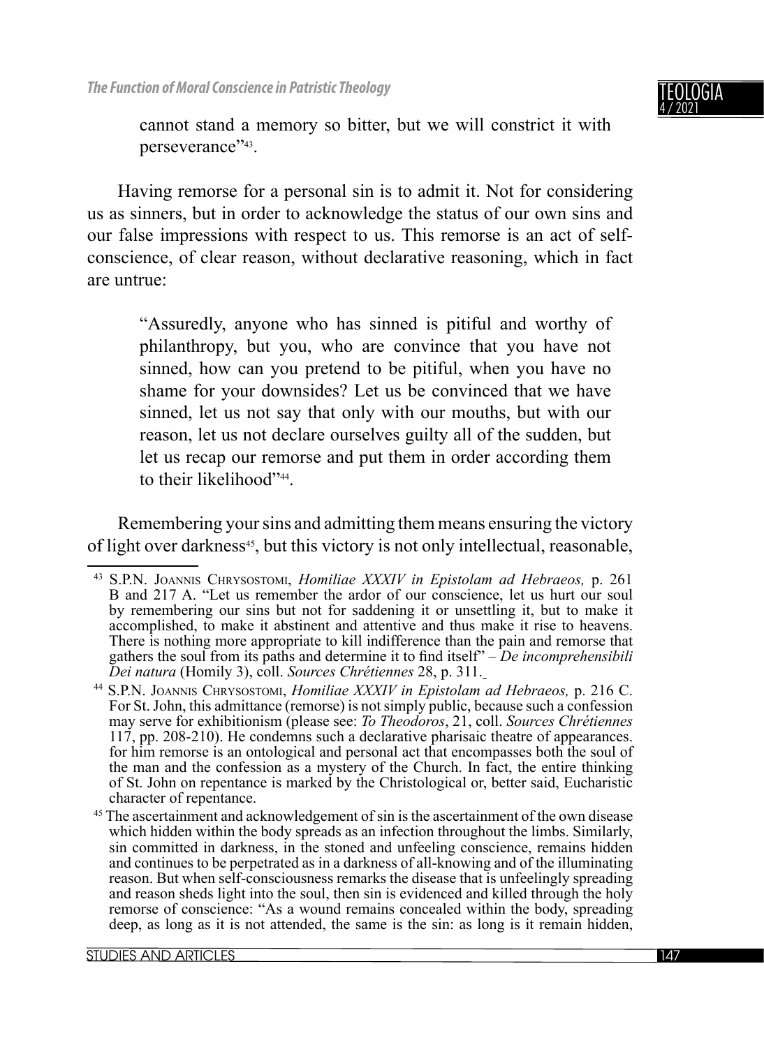cannot stand a memory so bitter, but we will constrict it with perseverance"[43].

Having remorse for a personal sin is to admit it. Not for considering us as sinners, but in order to acknowledge the status of our own sins and our false impressions with respect to us. This remorse is an act of self-conscience, of clear reason, without declarative reasoning, which in fact are untrue:

> "Assuredly, anyone who has sinned is pitiful and worthy of philanthropy, but you, who are convince that you have not sinned, how can you pretend to be pitiful, when you have no shame for your downsides? Let us be convinced that we have sinned, let us not say that only with our mouths, but with our reason, let us not declare ourselves guilty all of the sudden, but let us recap our remorse and put them in order according them to their likelihood"[44].

Remembering your sins and admitting them means ensuring the victory of light over darkness[45], but this victory is not only intellectual, reasonable,

---

[43] S.P.N. Joannis Chrysostomi, *Homiliae XXXIV in Epistolam ad Hebraeos,* p. 261 B and 217 A. "Let us remember the ardor of our conscience, let us hurt our soul by remembering our sins but not for saddening it or unsettling it, but to make it accomplished, to make it abstinent and attentive and thus make it rise to heavens. There is nothing more appropriate to kill indifference than the pain and remorse that gathers the soul from its paths and determine it to find itself" – *De incomprehensibili Dei natura* (Homily 3), coll. *Sources Chrétiennes* 28, p. 311.

[44] S.P.N. Joannis Chrysostomi, *Homiliae XXXIV in Epistolam ad Hebraeos,* p. 216 C. For St. John, this admittance (remorse) is not simply public, because such a confession may serve for exhibitionism (please see: *To Theodoros*, 21, coll. *Sources Chrétiennes* 117, pp. 208-210). He condemns such a declarative pharisaic theatre of appearances. for him remorse is an ontological and personal act that encompasses both the soul of the man and the confession as a mystery of the Church. In fact, the entire thinking of St. John on repentance is marked by the Christological or, better said, Eucharistic character of repentance.

[45] The ascertainment and acknowledgement of sin is the ascertainment of the own disease which hidden within the body spreads as an infection throughout the limbs. Similarly, sin committed in darkness, in the stoned and unfeeling conscience, remains hidden and continues to be perpetrated as in a darkness of all-knowing and of the illuminating reason. But when self-consciousness remarks the disease that is unfeelingly spreading and reason sheds light into the soul, then sin is evidenced and killed through the holy remorse of conscience: "As a wound remains concealed within the body, spreading deep, as long as it is not attended, the same is the sin: as long is it remain hidden,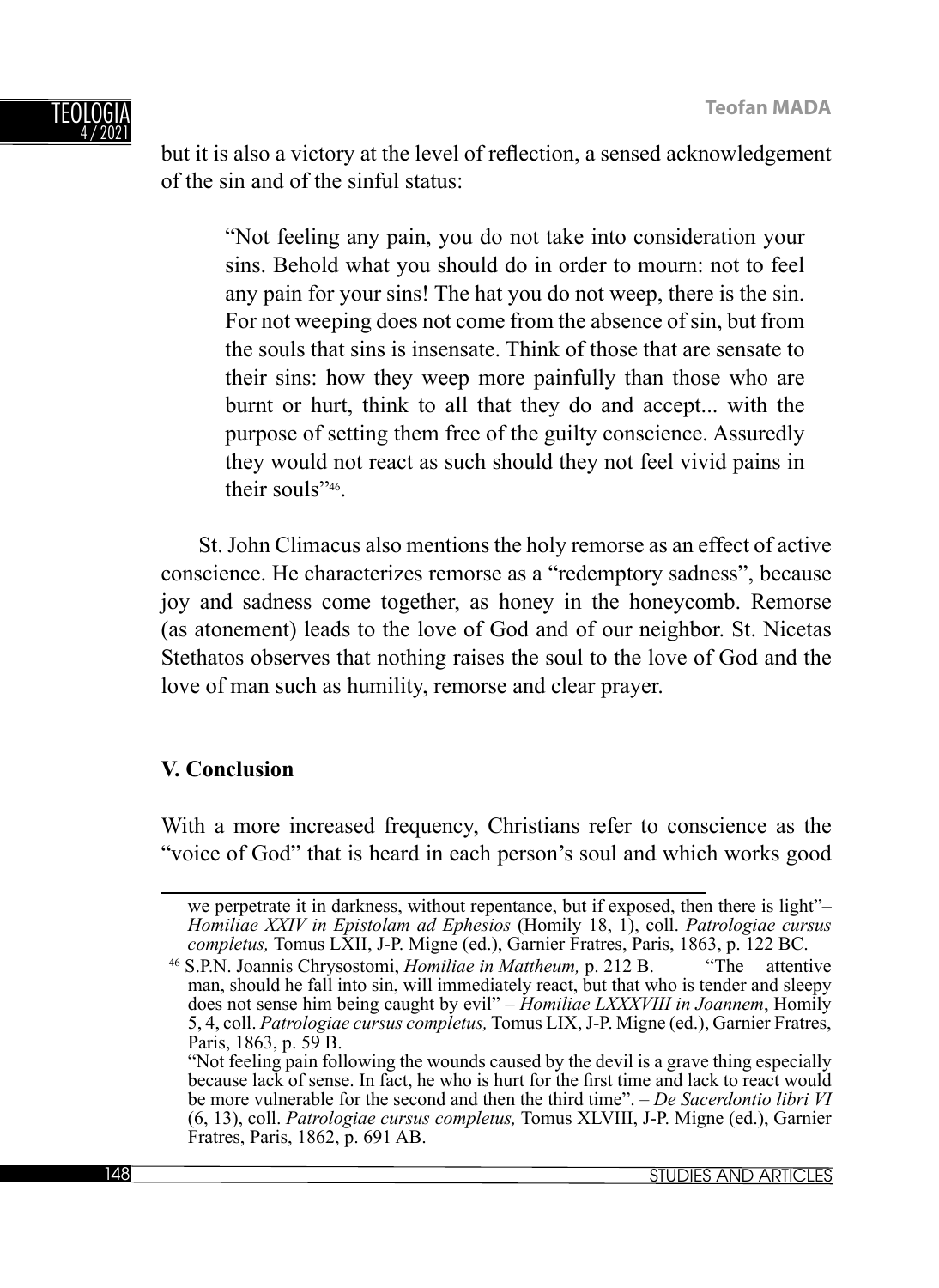but it is also a victory at the level of reflection, a sensed acknowledgement of the sin and of the sinful status:

> "Not feeling any pain, you do not take into consideration your sins. Behold what you should do in order to mourn: not to feel any pain for your sins! The hat you do not weep, there is the sin. For not weeping does not come from the absence of sin, but from the souls that sins is insensate. Think of those that are sensate to their sins: how they weep more painfully than those who are burnt or hurt, think to all that they do and accept... with the purpose of setting them free of the guilty conscience. Assuredly they would not react as such should they not feel vivid pains in their souls"[46].

St. John Climacus also mentions the holy remorse as an effect of active conscience. He characterizes remorse as a "redemptory sadness", because joy and sadness come together, as honey in the honeycomb. Remorse (as atonement) leads to the love of God and of our neighbor. St. Nicetas Stethatos observes that nothing raises the soul to the love of God and the love of man such as humility, remorse and clear prayer.

### V. Conclusion

With a more increased frequency, Christians refer to conscience as the "voice of God" that is heard in each person's soul and which works good

---

we perpetrate it in darkness, without repentance, but if exposed, then there is light"– *Homiliae XXIV in Epistolam ad Ephesios* (Homily 18, 1), coll. *Patrologiae cursus completus,* Tomus LXII, J-P. Migne (ed.), Garnier Fratres, Paris, 1863, p. 122 BC.

[46] S.P.N. Joannis Chrysostomi, *Homiliae in Mattheum,* p. 212 B. "The attentive man, should he fall into sin, will immediately react, but that who is tender and sleepy does not sense him being caught by evil" – *Homiliae LXXXVIII in Joannem*, Homily 5, 4, coll. *Patrologiae cursus completus,* Tomus LIX, J-P. Migne (ed.), Garnier Fratres, Paris, 1863, p. 59 B.

"Not feeling pain following the wounds caused by the devil is a grave thing especially because lack of sense. In fact, he who is hurt for the first time and lack to react would be more vulnerable for the second and then the third time". – *De Sacerdontio libri VI* (6, 13), coll. *Patrologiae cursus completus,* Tomus XLVIII, J-P. Migne (ed.), Garnier Fratres, Paris, 1862, p. 691 AB.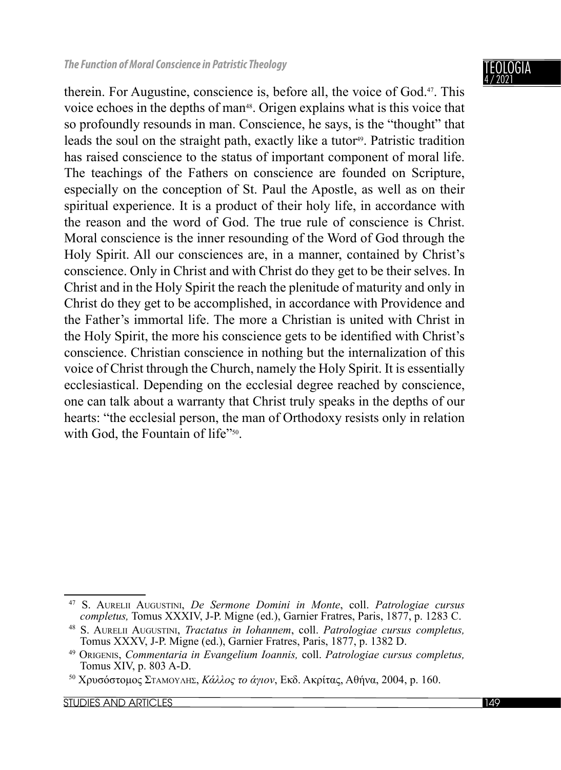therein. For Augustine, conscience is, before all, the voice of God.[47]. This voice echoes in the depths of man[48]. Origen explains what is this voice that so profoundly resounds in man. Conscience, he says, is the "thought" that leads the soul on the straight path, exactly like a tutor[49]. Patristic tradition has raised conscience to the status of important component of moral life. The teachings of the Fathers on conscience are founded on Scripture, especially on the conception of St. Paul the Apostle, as well as on their spiritual experience. It is a product of their holy life, in accordance with the reason and the word of God. The true rule of conscience is Christ. Moral conscience is the inner resounding of the Word of God through the Holy Spirit. All our consciences are, in a manner, contained by Christ's conscience. Only in Christ and with Christ do they get to be their selves. In Christ and in the Holy Spirit the reach the plenitude of maturity and only in Christ do they get to be accomplished, in accordance with Providence and the Father's immortal life. The more a Christian is united with Christ in the Holy Spirit, the more his conscience gets to be identified with Christ's conscience. Christian conscience in nothing but the internalization of this voice of Christ through the Church, namely the Holy Spirit. It is essentially ecclesiastical. Depending on the ecclesial degree reached by conscience, one can talk about a warranty that Christ truly speaks in the depths of our hearts: "the ecclesial person, the man of Orthodoxy resists only in relation with God, the Fountain of life"[50].

---

[47] S. Aurelii Augustini, *De Sermone Domini in Monte*, coll. *Patrologiae cursus completus,* Tomus XXXIV, J-P. Migne (ed.), Garnier Fratres, Paris, 1877, p. 1283 C.

[48] S. Aurelii Augustini, *Tractatus in Iohannem*, coll. *Patrologiae cursus completus,* Tomus XXXV, J-P. Migne (ed.), Garnier Fratres, Paris, 1877, p. 1382 D.

[49] Origenis, *Commentaria in Evangelium Ioannis,* coll. *Patrologiae cursus completus,* Tomus XIV, p. 803 A-D.

[50] Χρυσόστομος Σταμουλης, *Κάλλος το άγιον*, Εκδ. Ακρίτας, Αθήνα, 2004, p. 160.